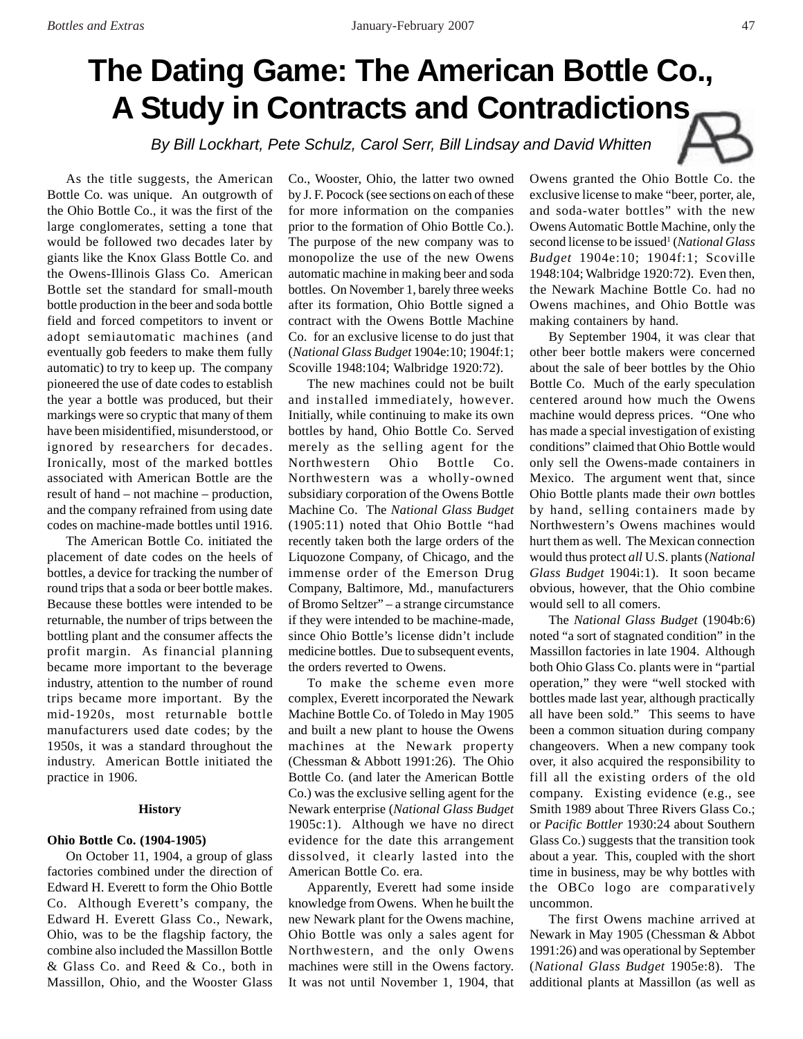# The Dating Game: The American Bottle Co., A Study in Contracts and Contradictions

*By Bill Lockhart, Pete Schulz, Carol Serr, Bill Lindsay and David Whitten*

As the title suggests, the American Bottle Co. was unique. An outgrowth of the Ohio Bottle Co., it was the first of the large conglomerates, setting a tone that would be followed two decades later by giants like the Knox Glass Bottle Co. and the Owens-Illinois Glass Co. American Bottle set the standard for small-mouth bottle production in the beer and soda bottle field and forced competitors to invent or adopt semiautomatic machines (and eventually gob feeders to make them fully automatic) to try to keep up. The company pioneered the use of date codes to establish the year a bottle was produced, but their markings were so cryptic that many of them have been misidentified, misunderstood, or ignored by researchers for decades. Ironically, most of the marked bottles associated with American Bottle are the result of hand – not machine – production, and the company refrained from using date codes on machine-made bottles until 1916.

The American Bottle Co. initiated the placement of date codes on the heels of bottles, a device for tracking the number of round trips that a soda or beer bottle makes. Because these bottles were intended to be returnable, the number of trips between the bottling plant and the consumer affects the profit margin. As financial planning became more important to the beverage industry, attention to the number of round trips became more important. By the mid-1920s, most returnable bottle manufacturers used date codes; by the 1950s, it was a standard throughout the industry. American Bottle initiated the practice in 1906.

## History

### Ohio Bottle Co. (1904-1905)

On October 11, 1904, a group of glass factories combined under the direction of Edward H. Everett to form the Ohio Bottle Co. Although Everett's company, the Edward H. Everett Glass Co., Newark, Ohio, was to be the flagship factory, the combine also included the Massillon Bottle & Glass Co. and Reed & Co., both in Massillon, Ohio, and the Wooster Glass Co., Wooster, Ohio, the latter two owned by J. F. Pocock (see sections on each of these for more information on the companies prior to the formation of Ohio Bottle Co.). The purpose of the new company was to monopolize the use of the new Owens automatic machine in making beer and soda bottles. On November 1, barely three weeks after its formation, Ohio Bottle signed a contract with the Owens Bottle Machine Co. for an exclusive license to do just that (*National Glass Budget* 1904e:10; 1904f:1; Scoville 1948:104; Walbridge 1920:72).

The new machines could not be built and installed immediately, however. Initially, while continuing to make its own bottles by hand, Ohio Bottle Co. Served merely as the selling agent for the Northwestern Ohio Bottle Co. Northwestern was a wholly-owned subsidiary corporation of the Owens Bottle Machine Co. The *National Glass Budget* (1905:11) noted that Ohio Bottle "had recently taken both the large orders of the Liquozone Company, of Chicago, and the immense order of the Emerson Drug Company, Baltimore, Md., manufacturers of Bromo Seltzer" – a strange circumstance if they were intended to be machine-made, since Ohio Bottle's license didn't include medicine bottles. Due to subsequent events, the orders reverted to Owens.

To make the scheme even more complex, Everett incorporated the Newark Machine Bottle Co. of Toledo in May 1905 and built a new plant to house the Owens machines at the Newark property (Chessman & Abbott 1991:26). The Ohio Bottle Co. (and later the American Bottle Co.) was the exclusive selling agent for the Newark enterprise (*National Glass Budget* 1905c:1). Although we have no direct evidence for the date this arrangement dissolved, it clearly lasted into the American Bottle Co. era.

Apparently, Everett had some inside knowledge from Owens. When he built the new Newark plant for the Owens machine, Ohio Bottle was only a sales agent for Northwestern, and the only Owens machines were still in the Owens factory. It was not until November 1, 1904, that Owens granted the Ohio Bottle Co. the exclusive license to make "beer, porter, ale, and soda-water bottles" with the new Owens Automatic Bottle Machine, only the second license to be issued[1] (*National Glass Budget* 1904e:10; 1904f:1; Scoville 1948:104; Walbridge 1920:72). Even then, the Newark Machine Bottle Co. had no Owens machines, and Ohio Bottle was making containers by hand.

By September 1904, it was clear that other beer bottle makers were concerned about the sale of beer bottles by the Ohio Bottle Co. Much of the early speculation centered around how much the Owens machine would depress prices. "One who has made a special investigation of existing conditions" claimed that Ohio Bottle would only sell the Owens-made containers in Mexico. The argument went that, since Ohio Bottle plants made their *own* bottles by hand, selling containers made by Northwestern's Owens machines would hurt them as well. The Mexican connection would thus protect *all* U.S. plants (*National Glass Budget* 1904i:1). It soon became obvious, however, that the Ohio combine would sell to all comers.

The *National Glass Budget* (1904b:6) noted "a sort of stagnated condition" in the Massillon factories in late 1904. Although both Ohio Glass Co. plants were in "partial operation," they were "well stocked with bottles made last year, although practically all have been sold." This seems to have been a common situation during company changeovers. When a new company took over, it also acquired the responsibility to fill all the existing orders of the old company. Existing evidence (e.g., see Smith 1989 about Three Rivers Glass Co.; or *Pacific Bottler* 1930:24 about Southern Glass Co.) suggests that the transition took about a year. This, coupled with the short time in business, may be why bottles with the OBCo logo are comparatively uncommon.

The first Owens machine arrived at Newark in May 1905 (Chessman & Abbot 1991:26) and was operational by September (*National Glass Budget* 1905e:8). The additional plants at Massillon (as well as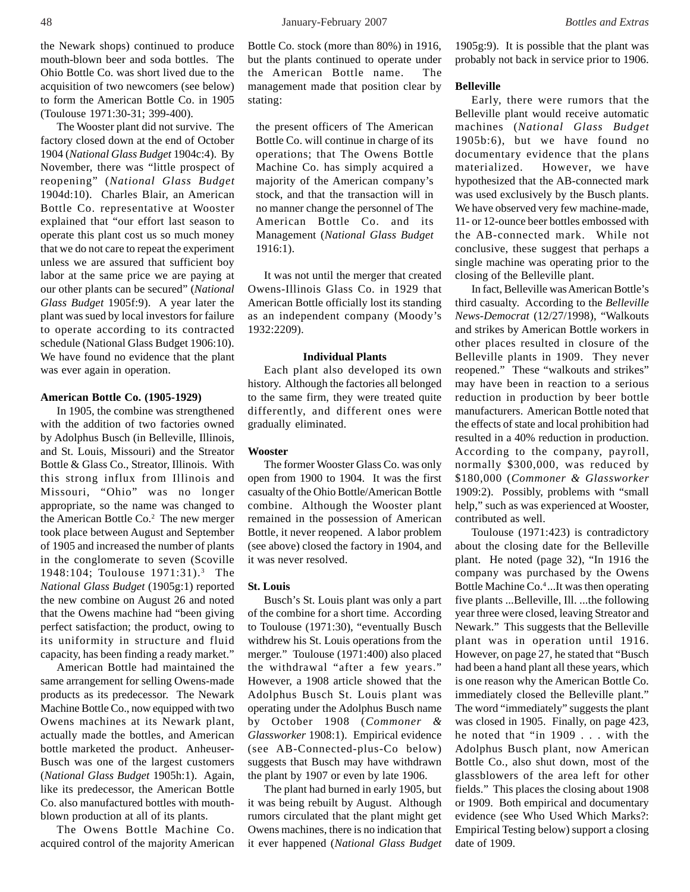the Newark shops) continued to produce mouth-blown beer and soda bottles. The Ohio Bottle Co. was short lived due to the acquisition of two newcomers (see below) to form the American Bottle Co. in 1905 (Toulouse 1971:30-31; 399-400).

The Wooster plant did not survive. The factory closed down at the end of October 1904 (*National Glass Budget* 1904c:4). By November, there was "little prospect of reopening" (*National Glass Budget* 1904d:10). Charles Blair, an American Bottle Co. representative at Wooster explained that "our effort last season to operate this plant cost us so much money that we do not care to repeat the experiment unless we are assured that sufficient boy labor at the same price we are paying at our other plants can be secured" (*National Glass Budget* 1905f:9). A year later the plant was sued by local investors for failure to operate according to its contracted schedule (National Glass Budget 1906:10). We have found no evidence that the plant was ever again in operation.

### American Bottle Co. (1905-1929)

In 1905, the combine was strengthened with the addition of two factories owned by Adolphus Busch (in Belleville, Illinois, and St. Louis, Missouri) and the Streator Bottle & Glass Co., Streator, Illinois. With this strong influx from Illinois and Missouri, "Ohio" was no longer appropriate, so the name was changed to the American Bottle Co.[2] The new merger took place between August and September of 1905 and increased the number of plants in the conglomerate to seven (Scoville 1948:104; Toulouse 1971:31).[3] The *National Glass Budget* (1905g:1) reported the new combine on August 26 and noted that the Owens machine had "been giving perfect satisfaction; the product, owing to its uniformity in structure and fluid capacity, has been finding a ready market."

American Bottle had maintained the same arrangement for selling Owens-made products as its predecessor. The Newark Machine Bottle Co., now equipped with two Owens machines at its Newark plant, actually made the bottles, and American bottle marketed the product. Anheuser-Busch was one of the largest customers (*National Glass Budget* 1905h:1). Again, like its predecessor, the American Bottle Co. also manufactured bottles with mouth-blown production at all of its plants.

The Owens Bottle Machine Co. acquired control of the majority American Bottle Co. stock (more than 80%) in 1916, but the plants continued to operate under the American Bottle name. The management made that position clear by stating:

> the present officers of The American Bottle Co. will continue in charge of its operations; that The Owens Bottle Machine Co. has simply acquired a majority of the American company's stock, and that the transaction will in no manner change the personnel of The American Bottle Co. and its Management (*National Glass Budget* 1916:1).

It was not until the merger that created Owens-Illinois Glass Co. in 1929 that American Bottle officially lost its standing as an independent company (Moody's 1932:2209).

## Individual Plants

Each plant also developed its own history. Although the factories all belonged to the same firm, they were treated quite differently, and different ones were gradually eliminated.

### Wooster

The former Wooster Glass Co. was only open from 1900 to 1904. It was the first casualty of the Ohio Bottle/American Bottle combine. Although the Wooster plant remained in the possession of American Bottle, it never reopened. A labor problem (see above) closed the factory in 1904, and it was never resolved.

### St. Louis

Busch's St. Louis plant was only a part of the combine for a short time. According to Toulouse (1971:30), "eventually Busch withdrew his St. Louis operations from the merger." Toulouse (1971:400) also placed the withdrawal "after a few years." However, a 1908 article showed that the Adolphus Busch St. Louis plant was operating under the Adolphus Busch name by October 1908 (*Commoner & Glassworker* 1908:1). Empirical evidence (see AB-Connected-plus-Co below) suggests that Busch may have withdrawn the plant by 1907 or even by late 1906.

The plant had burned in early 1905, but it was being rebuilt by August. Although rumors circulated that the plant might get Owens machines, there is no indication that it ever happened (*National Glass Budget* 1905g:9). It is possible that the plant was probably not back in service prior to 1906.

### Belleville

Early, there were rumors that the Belleville plant would receive automatic machines (*National Glass Budget* 1905b:6), but we have found no documentary evidence that the plans materialized. However, we have hypothesized that the AB-connected mark was used exclusively by the Busch plants. We have observed very few machine-made, 11- or 12-ounce beer bottles embossed with the AB-connected mark. While not conclusive, these suggest that perhaps a single machine was operating prior to the closing of the Belleville plant.

In fact, Belleville was American Bottle's third casualty. According to the *Belleville News-Democrat* (12/27/1998), "Walkouts and strikes by American Bottle workers in other places resulted in closure of the Belleville plants in 1909. They never reopened." These "walkouts and strikes" may have been in reaction to a serious reduction in production by beer bottle manufacturers. American Bottle noted that the effects of state and local prohibition had resulted in a 40% reduction in production. According to the company, payroll, normally $300,000, was reduced by $180,000 (*Commoner & Glassworker* 1909:2). Possibly, problems with "small help," such as was experienced at Wooster, contributed as well.

Toulouse (1971:423) is contradictory about the closing date for the Belleville plant. He noted (page 32), "In 1916 the company was purchased by the Owens Bottle Machine Co.[4]...It was then operating five plants ...Belleville, Ill. ...the following year three were closed, leaving Streator and Newark." This suggests that the Belleville plant was in operation until 1916. However, on page 27, he stated that "Busch had been a hand plant all these years, which is one reason why the American Bottle Co. immediately closed the Belleville plant." The word "immediately" suggests the plant was closed in 1905. Finally, on page 423, he noted that "in 1909 . . . with the Adolphus Busch plant, now American Bottle Co., also shut down, most of the glassblowers of the area left for other fields." This places the closing about 1908 or 1909. Both empirical and documentary evidence (see Who Used Which Marks?: Empirical Testing below) support a closing date of 1909.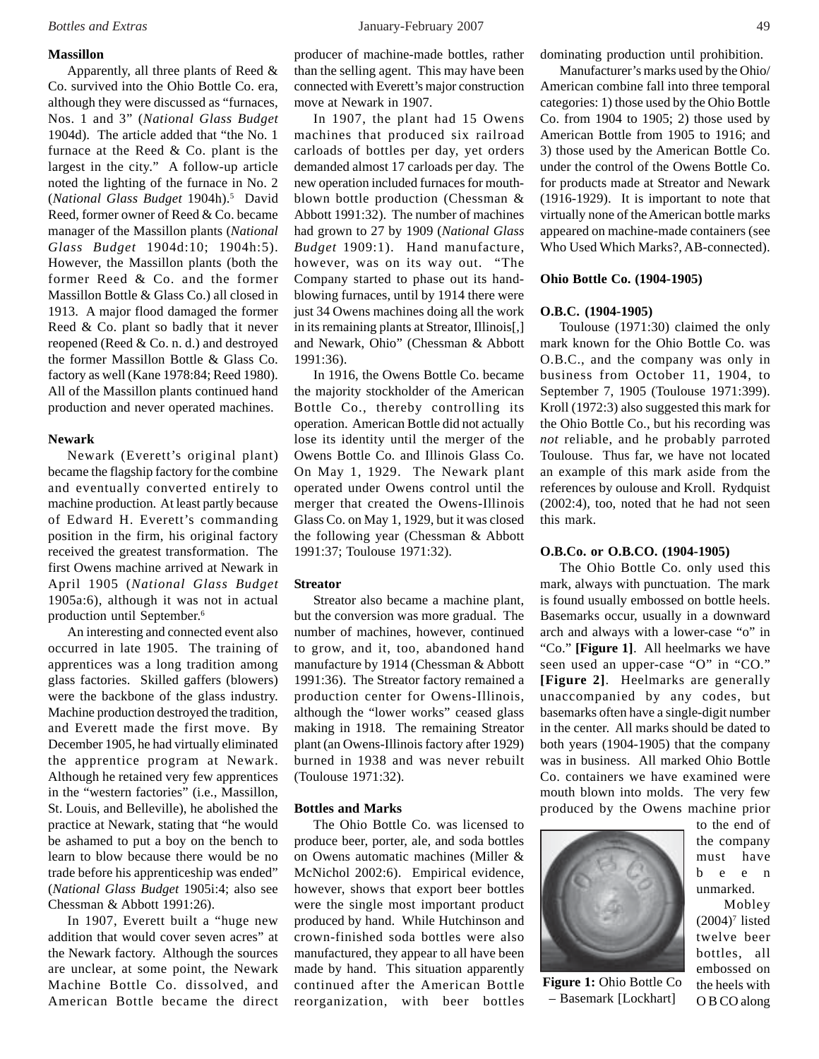**Massillon**

Apparently, all three plants of Reed & Co. survived into the Ohio Bottle Co. era, although they were discussed as "furnaces, Nos. 1 and 3" (*National Glass Budget* 1904d). The article added that "the No. 1 furnace at the Reed & Co. plant is the largest in the city." A follow-up article noted the lighting of the furnace in No. 2 (*National Glass Budget* 1904h).[5] David Reed, former owner of Reed & Co. became manager of the Massillon plants (*National Glass Budget* 1904d:10; 1904h:5). However, the Massillon plants (both the former Reed & Co. and the former Massillon Bottle & Glass Co.) all closed in 1913. A major flood damaged the former Reed & Co. plant so badly that it never reopened (Reed & Co. n. d.) and destroyed the former Massillon Bottle & Glass Co. factory as well (Kane 1978:84; Reed 1980). All of the Massillon plants continued hand production and never operated machines.

**Newark**

Newark (Everett's original plant) became the flagship factory for the combine and eventually converted entirely to machine production. At least partly because of Edward H. Everett's commanding position in the firm, his original factory received the greatest transformation. The first Owens machine arrived at Newark in April 1905 (*National Glass Budget* 1905a:6), although it was not in actual production until September.[6]

An interesting and connected event also occurred in late 1905. The training of apprentices was a long tradition among glass factories. Skilled gaffers (blowers) were the backbone of the glass industry. Machine production destroyed the tradition, and Everett made the first move. By December 1905, he had virtually eliminated the apprentice program at Newark. Although he retained very few apprentices in the "western factories" (i.e., Massillon, St. Louis, and Belleville), he abolished the practice at Newark, stating that "he would be ashamed to put a boy on the bench to learn to blow because there would be no trade before his apprenticeship was ended" (*National Glass Budget* 1905i:4; also see Chessman & Abbott 1991:26).

In 1907, Everett built a "huge new addition that would cover seven acres" at the Newark factory. Although the sources are unclear, at some point, the Newark Machine Bottle Co. dissolved, and American Bottle became the direct producer of machine-made bottles, rather than the selling agent. This may have been connected with Everett's major construction move at Newark in 1907.

In 1907, the plant had 15 Owens machines that produced six railroad carloads of bottles per day, yet orders demanded almost 17 carloads per day. The new operation included furnaces for mouth-blown bottle production (Chessman & Abbott 1991:32). The number of machines had grown to 27 by 1909 (*National Glass Budget* 1909:1). Hand manufacture, however, was on its way out. "The Company started to phase out its hand-blowing furnaces, until by 1914 there were just 34 Owens machines doing all the work in its remaining plants at Streator, Illinois[,] and Newark, Ohio" (Chessman & Abbott 1991:36).

In 1916, the Owens Bottle Co. became the majority stockholder of the American Bottle Co., thereby controlling its operation. American Bottle did not actually lose its identity until the merger of the Owens Bottle Co. and Illinois Glass Co. On May 1, 1929. The Newark plant operated under Owens control until the merger that created the Owens-Illinois Glass Co. on May 1, 1929, but it was closed the following year (Chessman & Abbott 1991:37; Toulouse 1971:32).

**Streator**

Streator also became a machine plant, but the conversion was more gradual. The number of machines, however, continued to grow, and it, too, abandoned hand manufacture by 1914 (Chessman & Abbott 1991:36). The Streator factory remained a production center for Owens-Illinois, although the "lower works" ceased glass making in 1918. The remaining Streator plant (an Owens-Illinois factory after 1929) burned in 1938 and was never rebuilt (Toulouse 1971:32).

**Bottles and Marks**

The Ohio Bottle Co. was licensed to produce beer, porter, ale, and soda bottles on Owens automatic machines (Miller & McNichol 2002:6). Empirical evidence, however, shows that export beer bottles were the single most important product produced by hand. While Hutchinson and crown-finished soda bottles were also manufactured, they appear to all have been made by hand. This situation apparently continued after the American Bottle reorganization, with beer bottles dominating production until prohibition.

Manufacturer's marks used by the Ohio/American combine fall into three temporal categories: 1) those used by the Ohio Bottle Co. from 1904 to 1905; 2) those used by American Bottle from 1905 to 1916; and 3) those used by the American Bottle Co. under the control of the Owens Bottle Co. for products made at Streator and Newark (1916-1929). It is important to note that virtually none of the American bottle marks appeared on machine-made containers (see Who Used Which Marks?, AB-connected).

**Ohio Bottle Co. (1904-1905)**

**O.B.C. (1904-1905)**

Toulouse (1971:30) claimed the only mark known for the Ohio Bottle Co. was O.B.C., and the company was only in business from October 11, 1904, to September 7, 1905 (Toulouse 1971:399). Kroll (1972:3) also suggested this mark for the Ohio Bottle Co., but his recording was *not* reliable, and he probably parroted Toulouse. Thus far, we have not located an example of this mark aside from the references by oulouse and Kroll. Rydquist (2002:4), too, noted that he had not seen this mark.

**O.B.Co. or O.B.CO. (1904-1905)**

The Ohio Bottle Co. only used this mark, always with punctuation. The mark is found usually embossed on bottle heels. Basemarks occur, usually in a downward arch and always with a lower-case "o" in "Co." **[Figure 1]**. All heelmarks we have seen used an upper-case "O" in "CO." **[Figure 2]**. Heelmarks are generally unaccompanied by any codes, but basemarks often have a single-digit number in the center. All marks should be dated to both years (1904-1905) that the company was in business. All marked Ohio Bottle Co. containers we have examined were mouth blown into molds. The very few produced by the Owens machine prior to the end of the company must have been unmarked.

**Figure 1:** Ohio Bottle Co – Basemark [Lockhart]

Mobley (2004)[7] listed twelve beer bottles, all embossed on the heels with O B CO along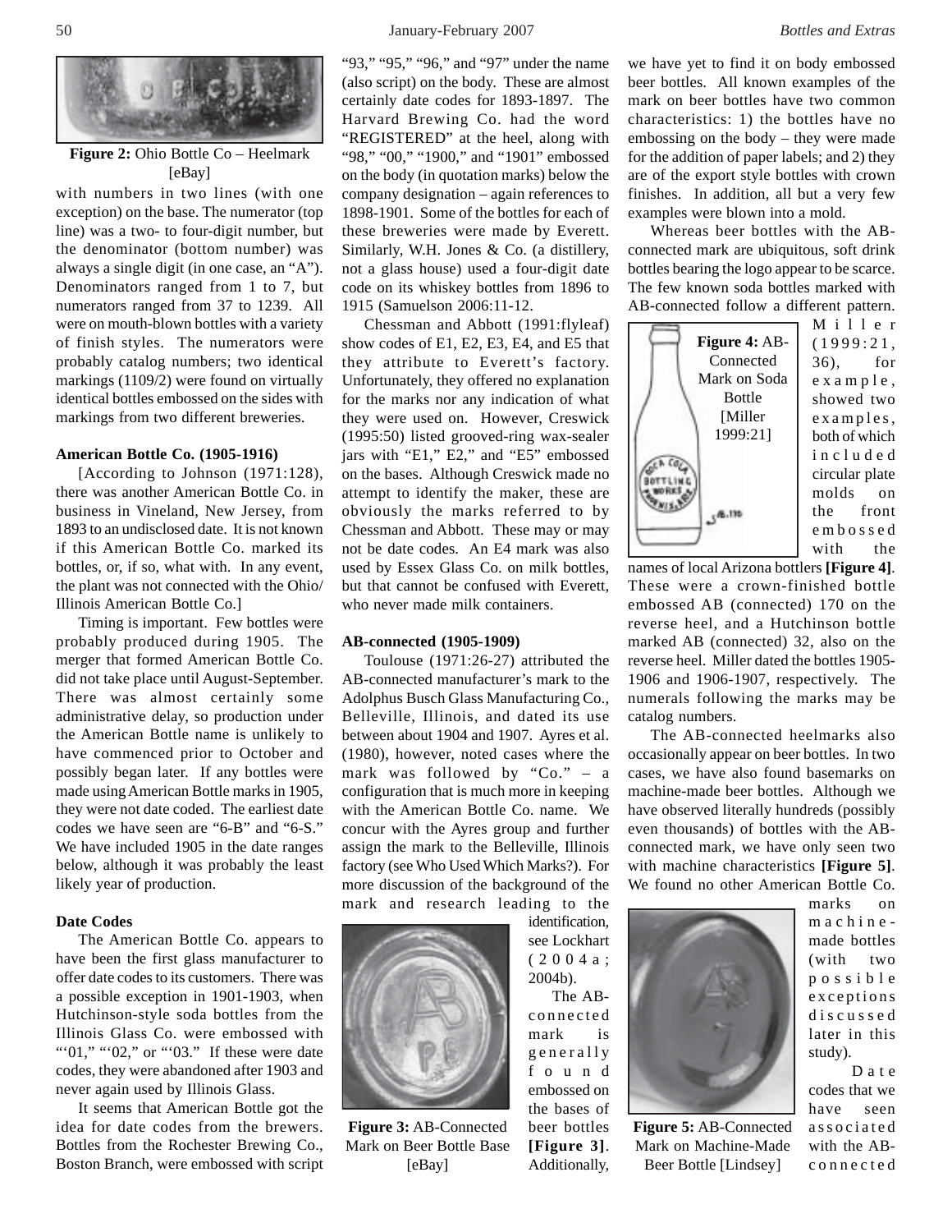Figure 2: Ohio Bottle Co – Heelmark [eBay]

with numbers in two lines (with one exception) on the base. The numerator (top line) was a two- to four-digit number, but the denominator (bottom number) was always a single digit (in one case, an "A"). Denominators ranged from 1 to 7, but numerators ranged from 37 to 1239. All were on mouth-blown bottles with a variety of finish styles. The numerators were probably catalog numbers; two identical markings (1109/2) were found on virtually identical bottles embossed on the sides with markings from two different breweries.

### American Bottle Co. (1905-1916)

[According to Johnson (1971:128), there was another American Bottle Co. in business in Vineland, New Jersey, from 1893 to an undisclosed date. It is not known if this American Bottle Co. marked its bottles, or, if so, what with. In any event, the plant was not connected with the Ohio/Illinois American Bottle Co.]

Timing is important. Few bottles were probably produced during 1905. The merger that formed American Bottle Co. did not take place until August-September. There was almost certainly some administrative delay, so production under the American Bottle name is unlikely to have commenced prior to October and possibly began later. If any bottles were made using American Bottle marks in 1905, they were not date coded. The earliest date codes we have seen are "6-B" and "6-S." We have included 1905 in the date ranges below, although it was probably the least likely year of production.

### Date Codes

The American Bottle Co. appears to have been the first glass manufacturer to offer date codes to its customers. There was a possible exception in 1901-1903, when Hutchinson-style soda bottles from the Illinois Glass Co. were embossed with "'01," "'02," or "'03." If these were date codes, they were abandoned after 1903 and never again used by Illinois Glass.

It seems that American Bottle got the idea for date codes from the brewers. Bottles from the Rochester Brewing Co., Boston Branch, were embossed with script "93," "95," "96," and "97" under the name (also script) on the body. These are almost certainly date codes for 1893-1897. The Harvard Brewing Co. had the word "REGISTERED" at the heel, along with "98," "00," "1900," and "1901" embossed on the body (in quotation marks) below the company designation – again references to 1898-1901. Some of the bottles for each of these breweries were made by Everett. Similarly, W.H. Jones & Co. (a distillery, not a glass house) used a four-digit date code on its whiskey bottles from 1896 to 1915 (Samuelson 2006:11-12.

Chessman and Abbott (1991:flyleaf) show codes of E1, E2, E3, E4, and E5 that they attribute to Everett's factory. Unfortunately, they offered no explanation for the marks nor any indication of what they were used on. However, Creswick (1995:50) listed grooved-ring wax-sealer jars with "E1," E2," and "E5" embossed on the bases. Although Creswick made no attempt to identify the maker, these are obviously the marks referred to by Chessman and Abbott. These may or may not be date codes. An E4 mark was also used by Essex Glass Co. on milk bottles, but that cannot be confused with Everett, who never made milk containers.

### AB-connected (1905-1909)

Toulouse (1971:26-27) attributed the AB-connected manufacturer's mark to the Adolphus Busch Glass Manufacturing Co., Belleville, Illinois, and dated its use between about 1904 and 1907. Ayres et al. (1980), however, noted cases where the mark was followed by "Co." – a configuration that is much more in keeping with the American Bottle Co. name. We concur with the Ayres group and further assign the mark to the Belleville, Illinois factory (see Who Used Which Marks?). For more discussion of the background of the mark and research leading to the identification, see Lockhart (2004a; 2004b).

Figure 3: AB-Connected Mark on Beer Bottle Base [eBay]

The AB-connected mark is generally found embossed on the bases of beer bottles **[Figure 3]**. Additionally, we have yet to find it on body embossed beer bottles. All known examples of the mark on beer bottles have two common characteristics: 1) the bottles have no embossing on the body – they were made for the addition of paper labels; and 2) they are of the export style bottles with crown finishes. In addition, all but a very few examples were blown into a mold.

Whereas beer bottles with the AB-connected mark are ubiquitous, soft drink bottles bearing the logo appear to be scarce. The few known soda bottles marked with AB-connected follow a different pattern. Miller (1999:21, 36), for example, showed two examples, both of which included circular plate molds on the front embossed with the names of local Arizona bottlers **[Figure 4]**. These were a crown-finished bottle embossed AB (connected) 170 on the reverse heel, and a Hutchinson bottle marked AB (connected) 32, also on the reverse heel. Miller dated the bottles 1905-1906 and 1906-1907, respectively. The numerals following the marks may be catalog numbers.

**Figure 4:** AB-Connected Mark on Soda Bottle [Miller 1999:21]

The AB-connected heelmarks also occasionally appear on beer bottles. In two cases, we have also found basemarks on machine-made beer bottles. Although we have observed literally hundreds (possibly even thousands) of bottles with the AB-connected mark, we have only seen two with machine characteristics **[Figure 5]**. We found no other American Bottle Co. marks on machine-made bottles (with two possible exceptions discussed later in this study).

Figure 5: AB-Connected Mark on Machine-Made Beer Bottle [Lindsey]

Date codes that we have seen associated with the AB-connected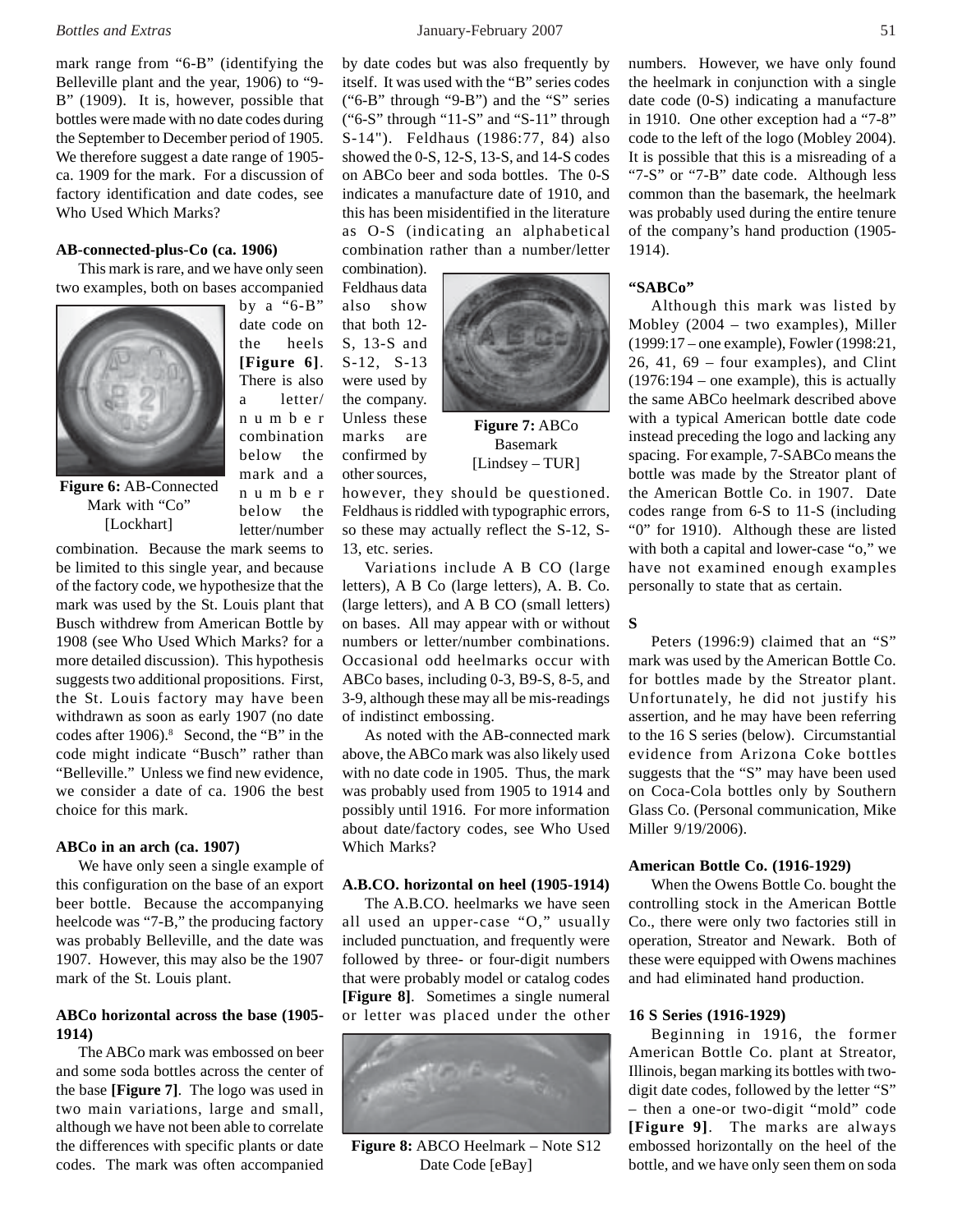mark range from "6-B" (identifying the Belleville plant and the year, 1906) to "9-B" (1909). It is, however, possible that bottles were made with no date codes during the September to December period of 1905. We therefore suggest a date range of 1905-ca. 1909 for the mark. For a discussion of factory identification and date codes, see Who Used Which Marks?

**AB-connected-plus-Co (ca. 1906)**

This mark is rare, and we have only seen two examples, both on bases accompanied by a "6-B" date code on the heels **[Figure 6]**. There is also a letter/number combination below the mark and a number below the letter/number combination. Because the mark seems to be limited to this single year, and because of the factory code, we hypothesize that the mark was used by the St. Louis plant that Busch withdrew from American Bottle by 1908 (see Who Used Which Marks? for a more detailed discussion). This hypothesis suggests two additional propositions. First, the St. Louis factory may have been withdrawn as soon as early 1907 (no date codes after 1906).[8] Second, the "B" in the code might indicate "Busch" rather than "Belleville." Unless we find new evidence, we consider a date of ca. 1906 the best choice for this mark.

**Figure 6:** AB-Connected Mark with "Co" [Lockhart]

**ABCo in an arch (ca. 1907)**

We have only seen a single example of this configuration on the base of an export beer bottle. Because the accompanying heelcode was "7-B," the producing factory was probably Belleville, and the date was 1907. However, this may also be the 1907 mark of the St. Louis plant.

**ABCo horizontal across the base (1905-1914)**

The ABCo mark was embossed on beer and some soda bottles across the center of the base **[Figure 7]**. The logo was used in two main variations, large and small, although we have not been able to correlate the differences with specific plants or date codes. The mark was often accompanied by date codes but was also frequently by itself. It was used with the "B" series codes ("6-B" through "9-B") and the "S" series ("6-S" through "11-S" and "S-11" through S-14"). Feldhaus (1986:77, 84) also showed the 0-S, 12-S, 13-S, and 14-S codes on ABCo beer and soda bottles. The 0-S indicates a manufacture date of 1910, and this has been misidentified in the literature as O-S (indicating an alphabetical combination rather than a number/letter combination). Feldhaus data also show that both 12-S, 13-S and S-12, S-13 were used by the company. Unless these marks are confirmed by other sources, however, they should be questioned. Feldhaus is riddled with typographic errors, so these may actually reflect the S-12, S-13, etc. series.

**Figure 7:** ABCo Basemark [Lindsey – TUR]

Variations include A B CO (large letters), A B Co (large letters), A. B. Co. (large letters), and A B CO (small letters) on bases. All may appear with or without numbers or letter/number combinations. Occasional odd heelmarks occur with ABCo bases, including 0-3, B9-S, 8-5, and 3-9, although these may all be mis-readings of indistinct embossing.

As noted with the AB-connected mark above, the ABCo mark was also likely used with no date code in 1905. Thus, the mark was probably used from 1905 to 1914 and possibly until 1916. For more information about date/factory codes, see Who Used Which Marks?

**A.B.CO. horizontal on heel (1905-1914)**

The A.B.CO. heelmarks we have seen all used an upper-case "O," usually included punctuation, and frequently were followed by three- or four-digit numbers that were probably model or catalog codes **[Figure 8]**. Sometimes a single numeral or letter was placed under the other numbers. However, we have only found the heelmark in conjunction with a single date code (0-S) indicating a manufacture in 1910. One other exception had a "7-8" code to the left of the logo (Mobley 2004). It is possible that this is a misreading of a "7-S" or "7-B" date code. Although less common than the basemark, the heelmark was probably used during the entire tenure of the company's hand production (1905-1914).

**Figure 8:** ABCO Heelmark – Note S12 Date Code [eBay]

**"SABCo"**

Although this mark was listed by Mobley (2004 – two examples), Miller (1999:17 – one example), Fowler (1998:21, 26, 41, 69 – four examples), and Clint (1976:194 – one example), this is actually the same ABCo heelmark described above with a typical American bottle date code instead preceding the logo and lacking any spacing. For example, 7-SABCo means the bottle was made by the Streator plant of the American Bottle Co. in 1907. Date codes range from 6-S to 11-S (including "0" for 1910). Although these are listed with both a capital and lower-case "o," we have not examined enough examples personally to state that as certain.

**S**

Peters (1996:9) claimed that an "S" mark was used by the American Bottle Co. for bottles made by the Streator plant. Unfortunately, he did not justify his assertion, and he may have been referring to the 16 S series (below). Circumstantial evidence from Arizona Coke bottles suggests that the "S" may have been used on Coca-Cola bottles only by Southern Glass Co. (Personal communication, Mike Miller 9/19/2006).

**American Bottle Co. (1916-1929)**

When the Owens Bottle Co. bought the controlling stock in the American Bottle Co., there were only two factories still in operation, Streator and Newark. Both of these were equipped with Owens machines and had eliminated hand production.

**16 S Series (1916-1929)**

Beginning in 1916, the former American Bottle Co. plant at Streator, Illinois, began marking its bottles with two-digit date codes, followed by the letter "S" – then a one-or two-digit "mold" code **[Figure 9]**. The marks are always embossed horizontally on the heel of the bottle, and we have only seen them on soda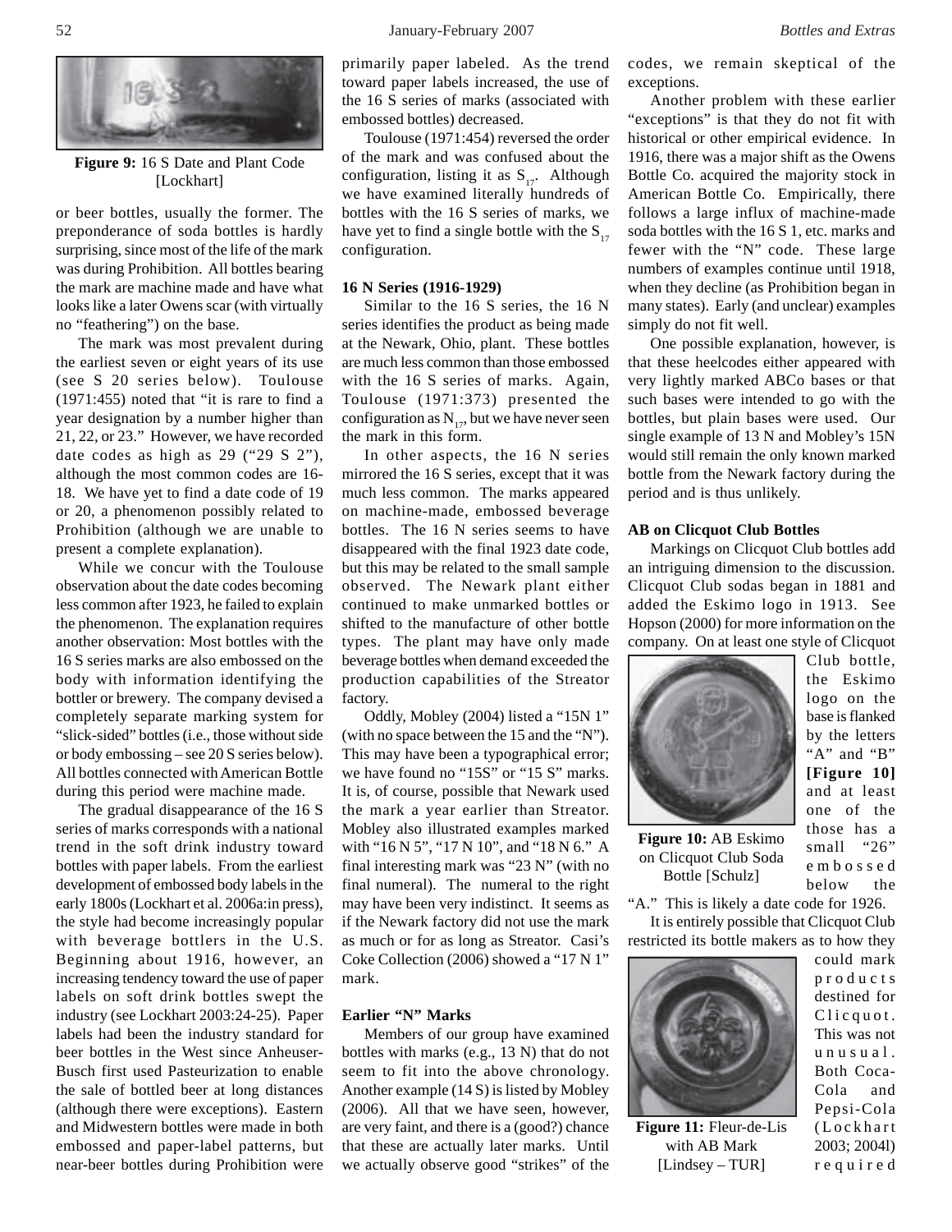**Figure 9:** 16 S Date and Plant Code [Lockhart]

or beer bottles, usually the former. The preponderance of soda bottles is hardly surprising, since most of the life of the mark was during Prohibition. All bottles bearing the mark are machine made and have what looks like a later Owens scar (with virtually no "feathering") on the base.

The mark was most prevalent during the earliest seven or eight years of its use (see S 20 series below). Toulouse (1971:455) noted that "it is rare to find a year designation by a number higher than 21, 22, or 23." However, we have recorded date codes as high as 29 ("29 S 2"), although the most common codes are 16-18. We have yet to find a date code of 19 or 20, a phenomenon possibly related to Prohibition (although we are unable to present a complete explanation).

While we concur with the Toulouse observation about the date codes becoming less common after 1923, he failed to explain the phenomenon. The explanation requires another observation: Most bottles with the 16 S series marks are also embossed on the body with information identifying the bottler or brewery. The company devised a completely separate marking system for "slick-sided" bottles (i.e., those without side or body embossing – see 20 S series below). All bottles connected with American Bottle during this period were machine made.

The gradual disappearance of the 16 S series of marks corresponds with a national trend in the soft drink industry toward bottles with paper labels. From the earliest development of embossed body labels in the early 1800s (Lockhart et al. 2006a:in press), the style had become increasingly popular with beverage bottlers in the U.S. Beginning about 1916, however, an increasing tendency toward the use of paper labels on soft drink bottles swept the industry (see Lockhart 2003:24-25). Paper labels had been the industry standard for beer bottles in the West since Anheuser-Busch first used Pasteurization to enable the sale of bottled beer at long distances (although there were exceptions). Eastern and Midwestern bottles were made in both embossed and paper-label patterns, but near-beer bottles during Prohibition were primarily paper labeled. As the trend toward paper labels increased, the use of the 16 S series of marks (associated with embossed bottles) decreased.

Toulouse (1971:454) reversed the order of the mark and was confused about the configuration, listing it as $S_{17}$. Although we have examined literally hundreds of bottles with the 16 S series of marks, we have yet to find a single bottle with the $S_{17}$ configuration.

### 16 N Series (1916-1929)

Similar to the 16 S series, the 16 N series identifies the product as being made at the Newark, Ohio, plant. These bottles are much less common than those embossed with the 16 S series of marks. Again, Toulouse (1971:373) presented the configuration as $N_{17}$, but we have never seen the mark in this form.

In other aspects, the 16 N series mirrored the 16 S series, except that it was much less common. The marks appeared on machine-made, embossed beverage bottles. The 16 N series seems to have disappeared with the final 1923 date code, but this may be related to the small sample observed. The Newark plant either continued to make unmarked bottles or shifted to the manufacture of other bottle types. The plant may have only made beverage bottles when demand exceeded the production capabilities of the Streator factory.

Oddly, Mobley (2004) listed a "15N 1" (with no space between the 15 and the "N"). This may have been a typographical error; we have found no "15S" or "15 S" marks. It is, of course, possible that Newark used the mark a year earlier than Streator. Mobley also illustrated examples marked with "16 N 5", "17 N 10", and "18 N 6." A final interesting mark was "23 N" (with no final numeral). The numeral to the right may have been very indistinct. It seems as if the Newark factory did not use the mark as much or for as long as Streator. Casi's Coke Collection (2006) showed a "17 N 1" mark.

### Earlier "N" Marks

Members of our group have examined bottles with marks (e.g., 13 N) that do not seem to fit into the above chronology. Another example (14 S) is listed by Mobley (2006). All that we have seen, however, are very faint, and there is a (good?) chance that these are actually later marks. Until we actually observe good "strikes" of the codes, we remain skeptical of the exceptions.

Another problem with these earlier "exceptions" is that they do not fit with historical or other empirical evidence. In 1916, there was a major shift as the Owens Bottle Co. acquired the majority stock in American Bottle Co. Empirically, there follows a large influx of machine-made soda bottles with the 16 S 1, etc. marks and fewer with the "N" code. These large numbers of examples continue until 1918, when they decline (as Prohibition began in many states). Early (and unclear) examples simply do not fit well.

One possible explanation, however, is that these heelcodes either appeared with very lightly marked ABCo bases or that such bases were intended to go with the bottles, but plain bases were used. Our single example of 13 N and Mobley's 15N would still remain the only known marked bottle from the Newark factory during the period and is thus unlikely.

### AB on Clicquot Club Bottles

Markings on Clicquot Club bottles add an intriguing dimension to the discussion. Clicquot Club sodas began in 1881 and added the Eskimo logo in 1913. See Hopson (2000) for more information on the company. On at least one style of Clicquot Club bottle, the Eskimo logo on the base is flanked by the letters "A" and "B" **[Figure 10]** and at least one of those has a small "26" embossed below the "A." This is likely a date code for 1926.

**Figure 10:** AB Eskimo on Clicquot Club Soda Bottle [Schulz]

It is entirely possible that Clicquot Club restricted its bottle makers as to how they could mark products destined for Clicquot. This was not unusual. Both Coca-Cola and Pepsi-Cola (Lockhart 2003; 2004l) required

**Figure 11:** Fleur-de-Lis with AB Mark [Lindsey – TUR]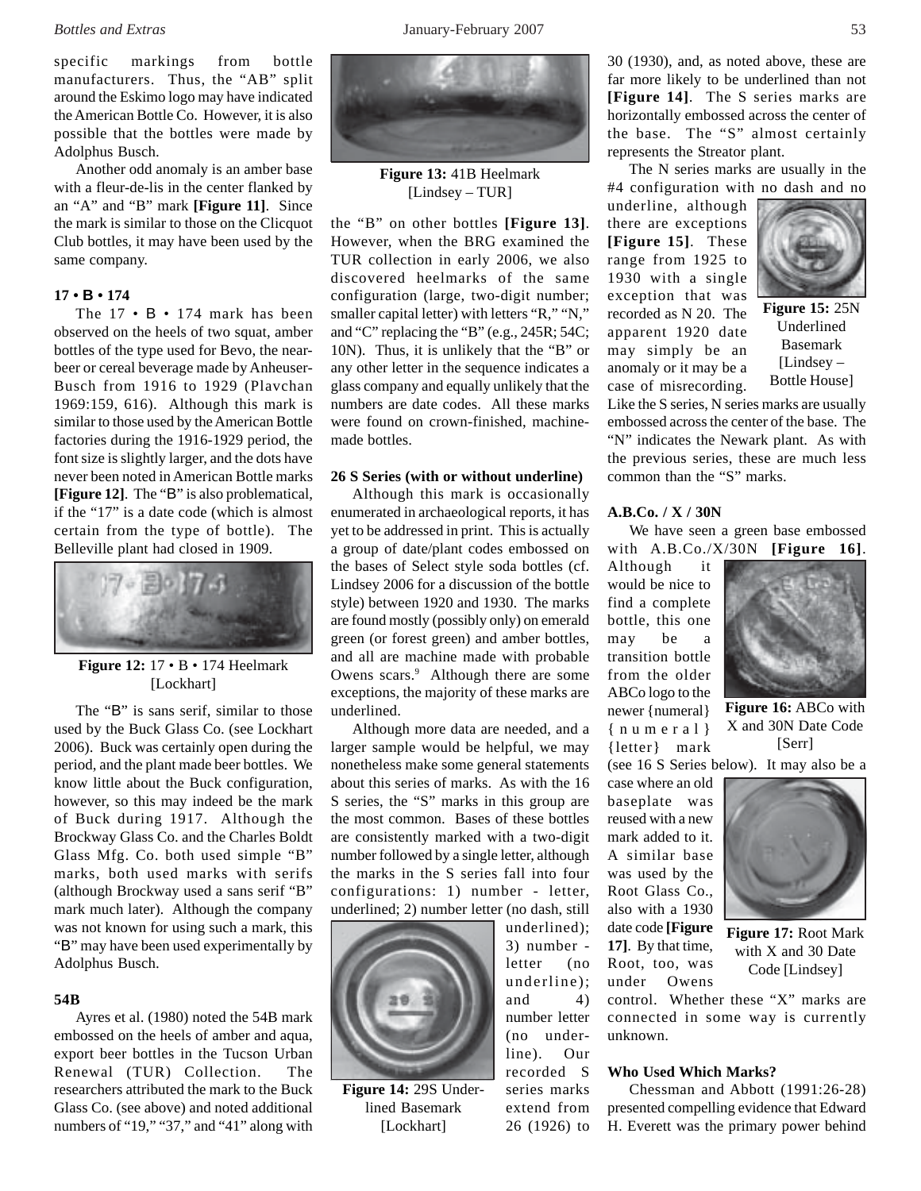specific markings from bottle manufacturers. Thus, the "AB" split around the Eskimo logo may have indicated the American Bottle Co. However, it is also possible that the bottles were made by Adolphus Busch.

Another odd anomaly is an amber base with a fleur-de-lis in the center flanked by an "A" and "B" mark **[Figure 11]**. Since the mark is similar to those on the Clicquot Club bottles, it may have been used by the same company.

### 17 • B • 174

The 17 • B • 174 mark has been observed on the heels of two squat, amber bottles of the type used for Bevo, the near-beer or cereal beverage made by Anheuser-Busch from 1916 to 1929 (Plavchan 1969:159, 616). Although this mark is similar to those used by the American Bottle factories during the 1916-1929 period, the font size is slightly larger, and the dots have never been noted in American Bottle marks **[Figure 12]**. The "B" is also problematical, if the "17" is a date code (which is almost certain from the type of bottle). The Belleville plant had closed in 1909.

**Figure 12:** 17 • B • 174 Heelmark [Lockhart]

The "B" is sans serif, similar to those used by the Buck Glass Co. (see Lockhart 2006). Buck was certainly open during the period, and the plant made beer bottles. We know little about the Buck configuration, however, so this may indeed be the mark of Buck during 1917. Although the Brockway Glass Co. and the Charles Boldt Glass Mfg. Co. both used simple "B" marks, both used marks with serifs (although Brockway used a sans serif "B" mark much later). Although the company was not known for using such a mark, this "B" may have been used experimentally by Adolphus Busch.

### 54B

Ayres et al. (1980) noted the 54B mark embossed on the heels of amber and aqua, export beer bottles in the Tucson Urban Renewal (TUR) Collection. The researchers attributed the mark to the Buck Glass Co. (see above) and noted additional numbers of "19," "37," and "41" along with the "B" on other bottles **[Figure 13]**. However, when the BRG examined the TUR collection in early 2006, we also discovered heelmarks of the same configuration (large, two-digit number; smaller capital letter) with letters "R," "N," and "C" replacing the "B" (e.g., 245R; 54C; 10N). Thus, it is unlikely that the "B" or any other letter in the sequence indicates a glass company and equally unlikely that the numbers are date codes. All these marks were found on crown-finished, machine-made bottles.

**Figure 13:** 41B Heelmark [Lindsey – TUR]

### 26 S Series (with or without underline)

Although this mark is occasionally enumerated in archaeological reports, it has yet to be addressed in print. This is actually a group of date/plant codes embossed on the bases of Select style soda bottles (cf. Lindsey 2006 for a discussion of the bottle style) between 1920 and 1930. The marks are found mostly (possibly only) on emerald green (or forest green) and amber bottles, and all are machine made with probable Owens scars.[9] Although there are some exceptions, the majority of these marks are underlined.

Although more data are needed, and a larger sample would be helpful, we may nonetheless make some general statements about this series of marks. As with the 16 S series, the "S" marks in this group are the most common. Bases of these bottles are consistently marked with a two-digit number followed by a single letter, although the marks in the S series fall into four configurations: 1) number - letter, underlined; 2) number letter (no dash, still underlined); 3) number - letter (no underline); and 4) number letter (no underline). Our recorded S series marks extend from 26 (1926) to 30 (1930), and, as noted above, these are far more likely to be underlined than not **[Figure 14]**. The S series marks are horizontally embossed across the center of the base. The "S" almost certainly represents the Streator plant.

**Figure 14:** 29S Underlined Basemark [Lockhart]

The N series marks are usually in the #4 configuration with no dash and no underline, although there are exceptions **[Figure 15]**. These range from 1925 to 1930 with a single exception that was recorded as N 20. The apparent 1920 date may simply be an anomaly or it may be a case of misrecording. Like the S series, N series marks are usually embossed across the center of the base. The "N" indicates the Newark plant. As with the previous series, these are much less common than the "S" marks.

**Figure 15:** 25N Underlined Basemark [Lindsey – Bottle House]

### A.B.Co. / X / 30N

We have seen a green base embossed with A.B.Co./X/30N **[Figure 16]**. Although it would be nice to find a complete bottle, this one may be a transition bottle from the older ABCo logo to the newer {numeral}{numeral}{letter} mark (see 16 S Series below). It may also be a case where an old baseplate was reused with a new mark added to it. A similar base was used by the Root Glass Co., also with a 1930 date code **[Figure 17]**. By that time, Root, too, was under Owens control. Whether these "X" marks are connected in some way is currently unknown.

**Figure 16:** ABCo with X and 30N Date Code [Serr]

**Figure 17:** Root Mark with X and 30 Date Code [Lindsey]

### Who Used Which Marks?

Chessman and Abbott (1991:26-28) presented compelling evidence that Edward H. Everett was the primary power behind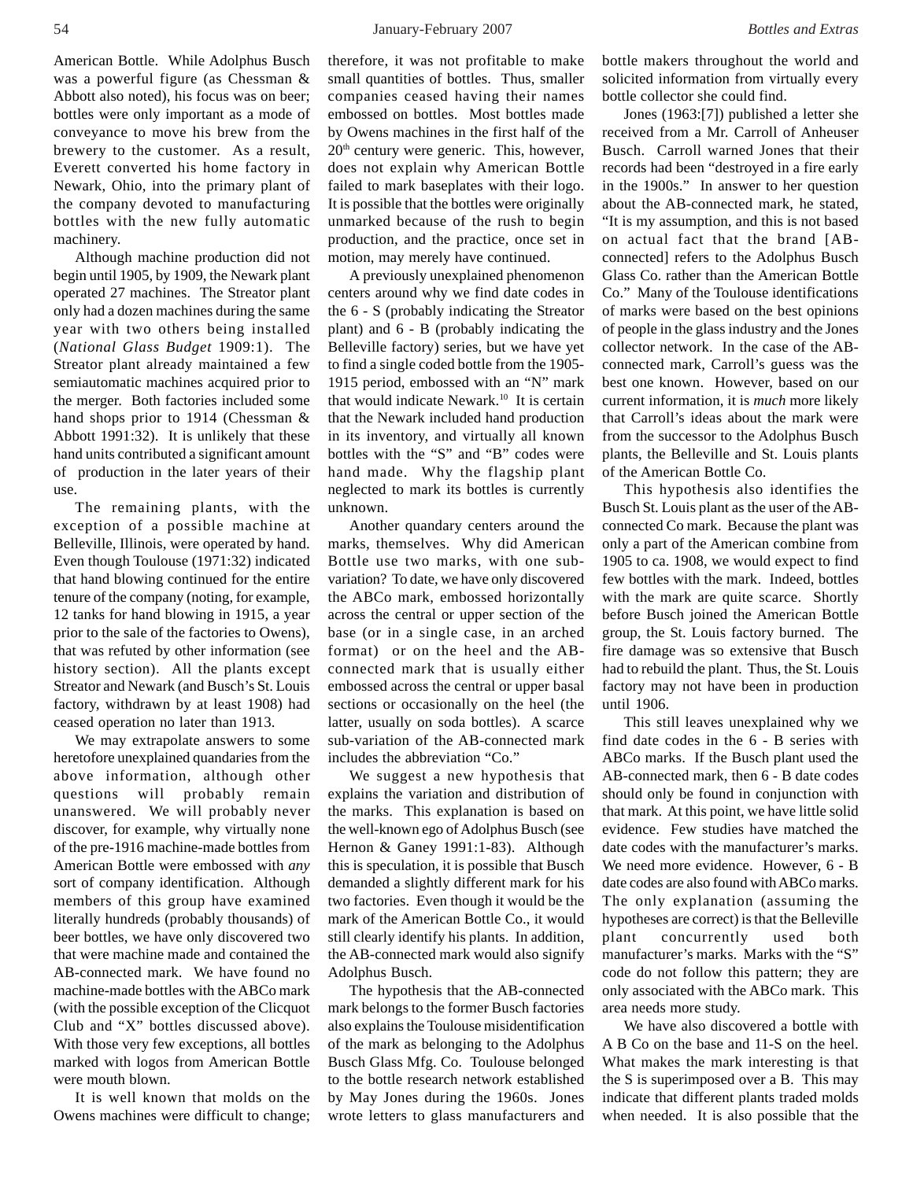American Bottle. While Adolphus Busch was a powerful figure (as Chessman & Abbott also noted), his focus was on beer; bottles were only important as a mode of conveyance to move his brew from the brewery to the customer. As a result, Everett converted his home factory in Newark, Ohio, into the primary plant of the company devoted to manufacturing bottles with the new fully automatic machinery.

Although machine production did not begin until 1905, by 1909, the Newark plant operated 27 machines. The Streator plant only had a dozen machines during the same year with two others being installed (*National Glass Budget* 1909:1). The Streator plant already maintained a few semiautomatic machines acquired prior to the merger. Both factories included some hand shops prior to 1914 (Chessman & Abbott 1991:32). It is unlikely that these hand units contributed a significant amount of production in the later years of their use.

The remaining plants, with the exception of a possible machine at Belleville, Illinois, were operated by hand. Even though Toulouse (1971:32) indicated that hand blowing continued for the entire tenure of the company (noting, for example, 12 tanks for hand blowing in 1915, a year prior to the sale of the factories to Owens), that was refuted by other information (see history section). All the plants except Streator and Newark (and Busch's St. Louis factory, withdrawn by at least 1908) had ceased operation no later than 1913.

We may extrapolate answers to some heretofore unexplained quandaries from the above information, although other questions will probably remain unanswered. We will probably never discover, for example, why virtually none of the pre-1916 machine-made bottles from American Bottle were embossed with *any* sort of company identification. Although members of this group have examined literally hundreds (probably thousands) of beer bottles, we have only discovered two that were machine made and contained the AB-connected mark. We have found no machine-made bottles with the ABCo mark (with the possible exception of the Clicquot Club and "X" bottles discussed above). With those very few exceptions, all bottles marked with logos from American Bottle were mouth blown.

It is well known that molds on the Owens machines were difficult to change; therefore, it was not profitable to make small quantities of bottles. Thus, smaller companies ceased having their names embossed on bottles. Most bottles made by Owens machines in the first half of the 20th century were generic. This, however, does not explain why American Bottle failed to mark baseplates with their logo. It is possible that the bottles were originally unmarked because of the rush to begin production, and the practice, once set in motion, may merely have continued.

A previously unexplained phenomenon centers around why we find date codes in the 6 - S (probably indicating the Streator plant) and 6 - B (probably indicating the Belleville factory) series, but we have yet to find a single coded bottle from the 1905-1915 period, embossed with an "N" mark that would indicate Newark.[10] It is certain that the Newark included hand production in its inventory, and virtually all known bottles with the "S" and "B" codes were hand made. Why the flagship plant neglected to mark its bottles is currently unknown.

Another quandary centers around the marks, themselves. Why did American Bottle use two marks, with one sub-variation? To date, we have only discovered the ABCo mark, embossed horizontally across the central or upper section of the base (or in a single case, in an arched format) or on the heel and the AB-connected mark that is usually either embossed across the central or upper basal sections or occasionally on the heel (the latter, usually on soda bottles). A scarce sub-variation of the AB-connected mark includes the abbreviation "Co."

We suggest a new hypothesis that explains the variation and distribution of the marks. This explanation is based on the well-known ego of Adolphus Busch (see Hernon & Ganey 1991:1-83). Although this is speculation, it is possible that Busch demanded a slightly different mark for his two factories. Even though it would be the mark of the American Bottle Co., it would still clearly identify his plants. In addition, the AB-connected mark would also signify Adolphus Busch.

The hypothesis that the AB-connected mark belongs to the former Busch factories also explains the Toulouse misidentification of the mark as belonging to the Adolphus Busch Glass Mfg. Co. Toulouse belonged to the bottle research network established by May Jones during the 1960s. Jones wrote letters to glass manufacturers and bottle makers throughout the world and solicited information from virtually every bottle collector she could find.

Jones (1963:[7]) published a letter she received from a Mr. Carroll of Anheuser Busch. Carroll warned Jones that their records had been "destroyed in a fire early in the 1900s." In answer to her question about the AB-connected mark, he stated, "It is my assumption, and this is not based on actual fact that the brand [AB-connected] refers to the Adolphus Busch Glass Co. rather than the American Bottle Co." Many of the Toulouse identifications of marks were based on the best opinions of people in the glass industry and the Jones collector network. In the case of the AB-connected mark, Carroll's guess was the best one known. However, based on our current information, it is *much* more likely that Carroll's ideas about the mark were from the successor to the Adolphus Busch plants, the Belleville and St. Louis plants of the American Bottle Co.

This hypothesis also identifies the Busch St. Louis plant as the user of the AB-connected Co mark. Because the plant was only a part of the American combine from 1905 to ca. 1908, we would expect to find few bottles with the mark. Indeed, bottles with the mark are quite scarce. Shortly before Busch joined the American Bottle group, the St. Louis factory burned. The fire damage was so extensive that Busch had to rebuild the plant. Thus, the St. Louis factory may not have been in production until 1906.

This still leaves unexplained why we find date codes in the 6 - B series with ABCo marks. If the Busch plant used the AB-connected mark, then 6 - B date codes should only be found in conjunction with that mark. At this point, we have little solid evidence. Few studies have matched the date codes with the manufacturer's marks. We need more evidence. However, 6 - B date codes are also found with ABCo marks. The only explanation (assuming the hypotheses are correct) is that the Belleville plant concurrently used both manufacturer's marks. Marks with the "S" code do not follow this pattern; they are only associated with the ABCo mark. This area needs more study.

We have also discovered a bottle with A B Co on the base and 11-S on the heel. What makes the mark interesting is that the S is superimposed over a B. This may indicate that different plants traded molds when needed. It is also possible that the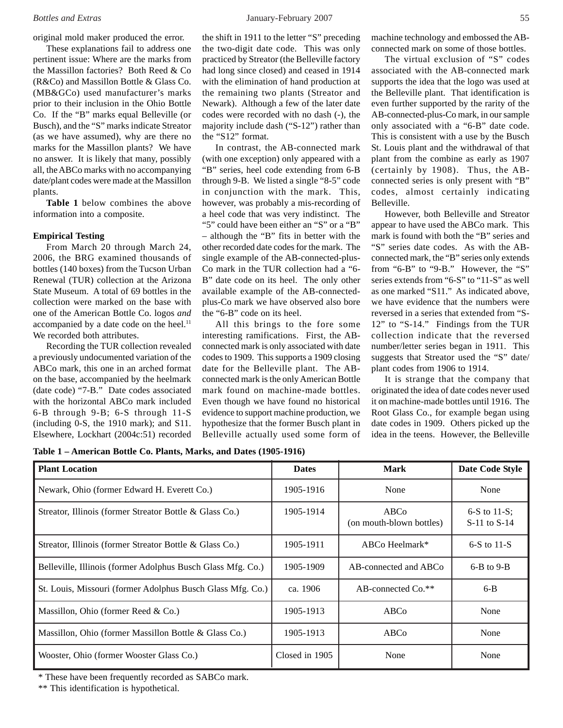original mold maker produced the error.

These explanations fail to address one pertinent issue: Where are the marks from the Massillon factories? Both Reed & Co (R&Co) and Massillon Bottle & Glass Co. (MB&GCo) used manufacturer's marks prior to their inclusion in the Ohio Bottle Co. If the "B" marks equal Belleville (or Busch), and the "S" marks indicate Streator (as we have assumed), why are there no marks for the Massillon plants? We have no answer. It is likely that many, possibly all, the ABCo marks with no accompanying date/plant codes were made at the Massillon plants.

**Table 1** below combines the above information into a composite.

**Empirical Testing**

From March 20 through March 24, 2006, the BRG examined thousands of bottles (140 boxes) from the Tucson Urban Renewal (TUR) collection at the Arizona State Museum. A total of 69 bottles in the collection were marked on the base with one of the American Bottle Co. logos *and* accompanied by a date code on the heel.[11] We recorded both attributes.

Recording the TUR collection revealed a previously undocumented variation of the ABCo mark, this one in an arched format on the base, accompanied by the heelmark (date code) "7-B." Date codes associated with the horizontal ABCo mark included 6-B through 9-B; 6-S through 11-S (including 0-S, the 1910 mark); and S11. Elsewhere, Lockhart (2004c:51) recorded the shift in 1911 to the letter "S" preceding the two-digit date code. This was only practiced by Streator (the Belleville factory had long since closed) and ceased in 1914 with the elimination of hand production at the remaining two plants (Streator and Newark). Although a few of the later date codes were recorded with no dash (-), the majority include dash ("S-12") rather than the "S12" format.

In contrast, the AB-connected mark (with one exception) only appeared with a "B" series, heel code extending from 6-B through 9-B. We listed a single "8-5" code in conjunction with the mark. This, however, was probably a mis-recording of a heel code that was very indistinct. The "5" could have been either an "S" or a "B" – although the "B" fits in better with the other recorded date codes for the mark. The single example of the AB-connected-plus-Co mark in the TUR collection had a "6-B" date code on its heel. The only other available example of the AB-connected-plus-Co mark we have observed also bore the "6-B" code on its heel.

All this brings to the fore some interesting ramifications. First, the AB-connected mark is only associated with date codes to 1909. This supports a 1909 closing date for the Belleville plant. The AB-connected mark is the only American Bottle mark found on machine-made bottles. Even though we have found no historical evidence to support machine production, we hypothesize that the former Busch plant in Belleville actually used some form of machine technology and embossed the AB-connected mark on some of those bottles.

The virtual exclusion of "S" codes associated with the AB-connected mark supports the idea that the logo was used at the Belleville plant. That identification is even further supported by the rarity of the AB-connected-plus-Co mark, in our sample only associated with a "6-B" date code. This is consistent with a use by the Busch St. Louis plant and the withdrawal of that plant from the combine as early as 1907 (certainly by 1908). Thus, the AB-connected series is only present with "B" codes, almost certainly indicating Belleville.

However, both Belleville and Streator appear to have used the ABCo mark. This mark is found with both the "B" series and "S" series date codes. As with the AB-connected mark, the "B" series only extends from "6-B" to "9-B." However, the "S" series extends from "6-S" to "11-S" as well as one marked "S11." As indicated above, we have evidence that the numbers were reversed in a series that extended from "S-12" to "S-14." Findings from the TUR collection indicate that the reversed number/letter series began in 1911. This suggests that Streator used the "S" date/plant codes from 1906 to 1914.

It is strange that the company that originated the idea of date codes never used it on machine-made bottles until 1916. The Root Glass Co., for example began using date codes in 1909. Others picked up the idea in the teens. However, the Belleville

**Table 1 – American Bottle Co. Plants, Marks, and Dates (1905-1916)**

| Plant Location | Dates | Mark | Date Code Style |
|---|---|---|---|
| Newark, Ohio (former Edward H. Everett Co.) | 1905-1916 | None | None |
| Streator, Illinois (former Streator Bottle & Glass Co.) | 1905-1914 | ABCo (on mouth-blown bottles) | 6-S to 11-S; S-11 to S-14 |
| Streator, Illinois (former Streator Bottle & Glass Co.) | 1905-1911 | ABCo Heelmark* | 6-S to 11-S |
| Belleville, Illinois (former Adolphus Busch Glass Mfg. Co.) | 1905-1909 | AB-connected and ABCo | 6-B to 9-B |
| St. Louis, Missouri (former Adolphus Busch Glass Mfg. Co.) | ca. 1906 | AB-connected Co.** | 6-B |
| Massillon, Ohio (former Reed & Co.) | 1905-1913 | ABCo | None |
| Massillon, Ohio (former Massillon Bottle & Glass Co.) | 1905-1913 | ABCo | None |
| Wooster, Ohio (former Wooster Glass Co.) | Closed in 1905 | None | None |

\* These have been frequently recorded as SABCo mark.

\*\* This identification is hypothetical.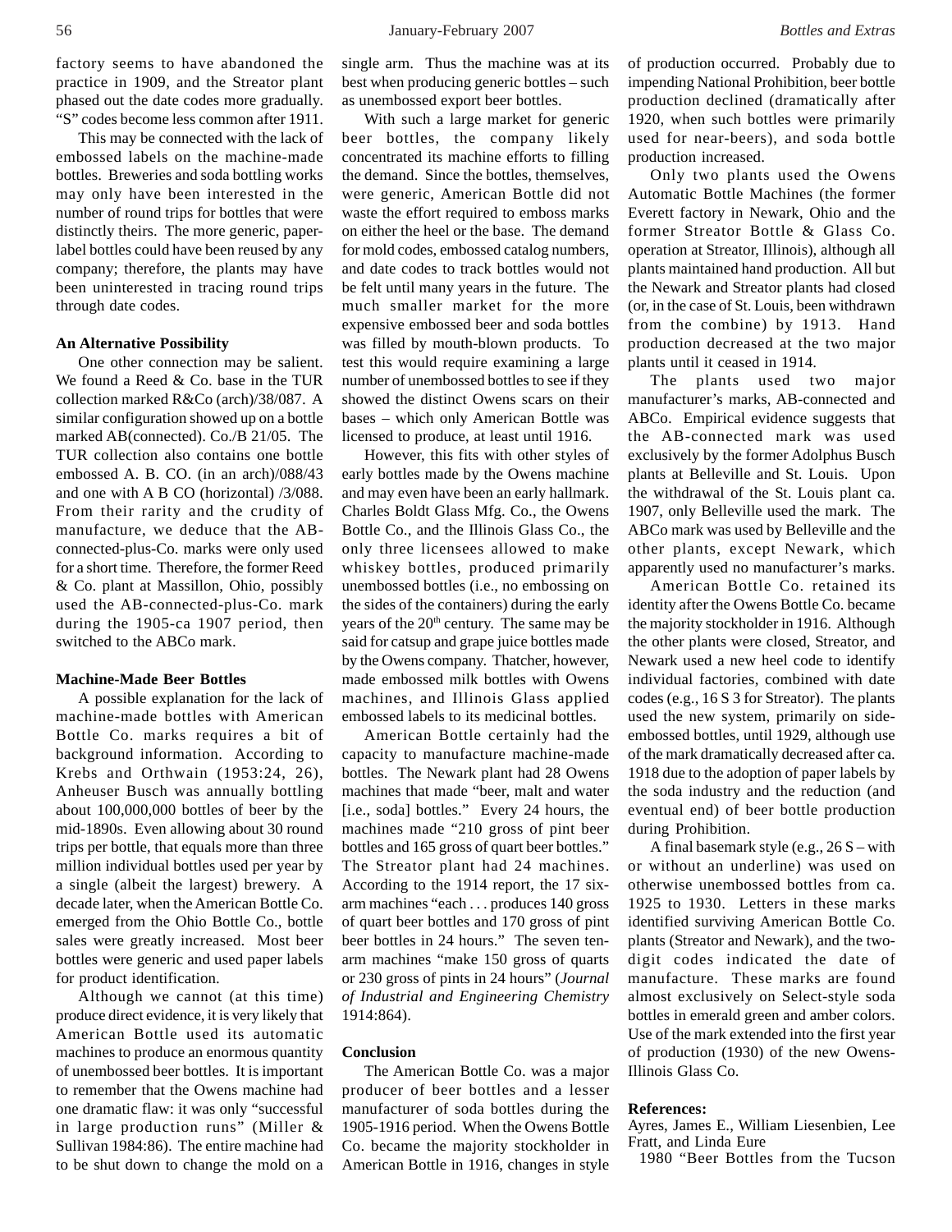factory seems to have abandoned the practice in 1909, and the Streator plant phased out the date codes more gradually. "S" codes become less common after 1911.

This may be connected with the lack of embossed labels on the machine-made bottles. Breweries and soda bottling works may only have been interested in the number of round trips for bottles that were distinctly theirs. The more generic, paper-label bottles could have been reused by any company; therefore, the plants may have been uninterested in tracing round trips through date codes.

### An Alternative Possibility

One other connection may be salient. We found a Reed & Co. base in the TUR collection marked R&Co (arch)/38/087. A similar configuration showed up on a bottle marked AB(connected). Co./B 21/05. The TUR collection also contains one bottle embossed A. B. CO. (in an arch)/088/43 and one with A B CO (horizontal) /3/088. From their rarity and the crudity of manufacture, we deduce that the AB-connected-plus-Co. marks were only used for a short time. Therefore, the former Reed & Co. plant at Massillon, Ohio, possibly used the AB-connected-plus-Co. mark during the 1905-ca 1907 period, then switched to the ABCo mark.

### Machine-Made Beer Bottles

A possible explanation for the lack of machine-made bottles with American Bottle Co. marks requires a bit of background information. According to Krebs and Orthwain (1953:24, 26), Anheuser Busch was annually bottling about 100,000,000 bottles of beer by the mid-1890s. Even allowing about 30 round trips per bottle, that equals more than three million individual bottles used per year by a single (albeit the largest) brewery. A decade later, when the American Bottle Co. emerged from the Ohio Bottle Co., bottle sales were greatly increased. Most beer bottles were generic and used paper labels for product identification.

Although we cannot (at this time) produce direct evidence, it is very likely that American Bottle used its automatic machines to produce an enormous quantity of unembossed beer bottles. It is important to remember that the Owens machine had one dramatic flaw: it was only "successful in large production runs" (Miller & Sullivan 1984:86). The entire machine had to be shut down to change the mold on a single arm. Thus the machine was at its best when producing generic bottles – such as unembossed export beer bottles.

With such a large market for generic beer bottles, the company likely concentrated its machine efforts to filling the demand. Since the bottles, themselves, were generic, American Bottle did not waste the effort required to emboss marks on either the heel or the base. The demand for mold codes, embossed catalog numbers, and date codes to track bottles would not be felt until many years in the future. The much smaller market for the more expensive embossed beer and soda bottles was filled by mouth-blown products. To test this would require examining a large number of unembossed bottles to see if they showed the distinct Owens scars on their bases – which only American Bottle was licensed to produce, at least until 1916.

However, this fits with other styles of early bottles made by the Owens machine and may even have been an early hallmark. Charles Boldt Glass Mfg. Co., the Owens Bottle Co., and the Illinois Glass Co., the only three licensees allowed to make whiskey bottles, produced primarily unembossed bottles (i.e., no embossing on the sides of the containers) during the early years of the 20th century. The same may be said for catsup and grape juice bottles made by the Owens company. Thatcher, however, made embossed milk bottles with Owens machines, and Illinois Glass applied embossed labels to its medicinal bottles.

American Bottle certainly had the capacity to manufacture machine-made bottles. The Newark plant had 28 Owens machines that made "beer, malt and water [i.e., soda] bottles." Every 24 hours, the machines made "210 gross of pint beer bottles and 165 gross of quart beer bottles." The Streator plant had 24 machines. According to the 1914 report, the 17 six-arm machines "each . . . produces 140 gross of quart beer bottles and 170 gross of pint beer bottles in 24 hours." The seven ten-arm machines "make 150 gross of quarts or 230 gross of pints in 24 hours" (*Journal of Industrial and Engineering Chemistry* 1914:864).

### Conclusion

The American Bottle Co. was a major producer of beer bottles and a lesser manufacturer of soda bottles during the 1905-1916 period. When the Owens Bottle Co. became the majority stockholder in American Bottle in 1916, changes in style of production occurred. Probably due to impending National Prohibition, beer bottle production declined (dramatically after 1920, when such bottles were primarily used for near-beers), and soda bottle production increased.

Only two plants used the Owens Automatic Bottle Machines (the former Everett factory in Newark, Ohio and the former Streator Bottle & Glass Co. operation at Streator, Illinois), although all plants maintained hand production. All but the Newark and Streator plants had closed (or, in the case of St. Louis, been withdrawn from the combine) by 1913. Hand production decreased at the two major plants until it ceased in 1914.

The plants used two major manufacturer's marks, AB-connected and ABCo. Empirical evidence suggests that the AB-connected mark was used exclusively by the former Adolphus Busch plants at Belleville and St. Louis. Upon the withdrawal of the St. Louis plant ca. 1907, only Belleville used the mark. The ABCo mark was used by Belleville and the other plants, except Newark, which apparently used no manufacturer's marks.

American Bottle Co. retained its identity after the Owens Bottle Co. became the majority stockholder in 1916. Although the other plants were closed, Streator, and Newark used a new heel code to identify individual factories, combined with date codes (e.g., 16 S 3 for Streator). The plants used the new system, primarily on side-embossed bottles, until 1929, although use of the mark dramatically decreased after ca. 1918 due to the adoption of paper labels by the soda industry and the reduction (and eventual end) of beer bottle production during Prohibition.

A final basemark style (e.g., 26 S – with or without an underline) was used on otherwise unembossed bottles from ca. 1925 to 1930. Letters in these marks identified surviving American Bottle Co. plants (Streator and Newark), and the two-digit codes indicated the date of manufacture. These marks are found almost exclusively on Select-style soda bottles in emerald green and amber colors. Use of the mark extended into the first year of production (1930) of the new Owens-Illinois Glass Co.

### References:

Ayres, James E., William Liesenbien, Lee Fratt, and Linda Eure

1980 "Beer Bottles from the Tucson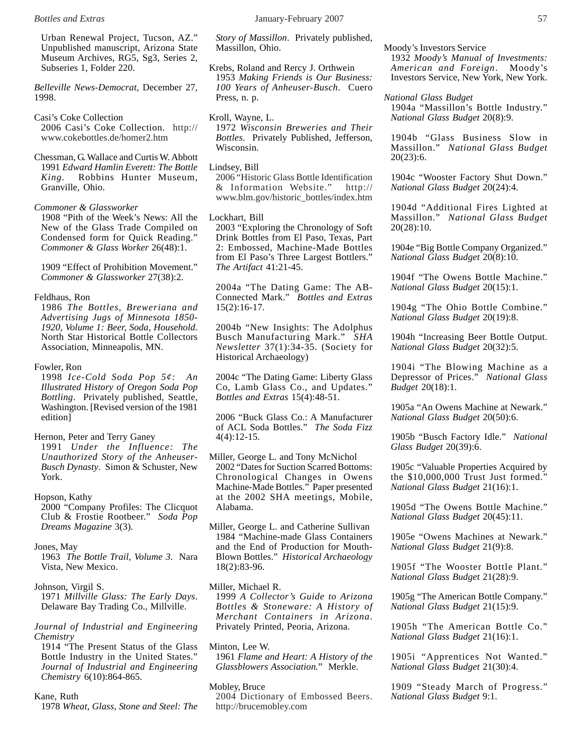Urban Renewal Project, Tucson, AZ." Unpublished manuscript, Arizona State Museum Archives, RG5, Sg3, Series 2, Subseries 1, Folder 220.

*Belleville News-Democrat*, December 27, 1998.

Casi's Coke Collection
2006 Casi's Coke Collection. http://www.cokebottles.de/homer2.htm

Chessman, G. Wallace and Curtis W. Abbott
1991 *Edward Hamlin Everett: The Bottle King*. Robbins Hunter Museum, Granville, Ohio.

*Commoner & Glassworker*
1908 "Pith of the Week's News: All the New of the Glass Trade Compiled on Condensed form for Quick Reading." *Commoner & Glass Worker* 26(48):1.

1909 "Effect of Prohibition Movement." *Commoner & Glassworker* 27(38):2.

Feldhaus, Ron
1986 *The Bottles, Breweriana and Advertising Jugs of Minnesota 1850-1920, Volume 1: Beer, Soda, Household.* North Star Historical Bottle Collectors Association, Minneapolis, MN.

Fowler, Ron
1998 *Ice-Cold Soda Pop 5¢: An Illustrated History of Oregon Soda Pop Bottling*. Privately published, Seattle, Washington. [Revised version of the 1981 edition]

Hernon, Peter and Terry Ganey
1991 *Under the Influence: The Unauthorized Story of the Anheuser-Busch Dynasty*. Simon & Schuster, New York.

Hopson, Kathy
2000 "Company Profiles: The Clicquot Club & Frostie Rootbeer." *Soda Pop Dreams Magazine* 3(3).

Jones, May
1963 *The Bottle Trail, Volume 3*. Nara Vista, New Mexico.

Johnson, Virgil S.
1971 *Millville Glass: The Early Days*. Delaware Bay Trading Co., Millville.

*Journal of Industrial and Engineering Chemistry*
1914 "The Present Status of the Glass Bottle Industry in the United States." *Journal of Industrial and Engineering Chemistry* 6(10):864-865.

Kane, Ruth
1978 *Wheat, Glass, Stone and Steel: The Story of Massillon*. Privately published, Massillon, Ohio.

Krebs, Roland and Rercy J. Orthwein
1953 *Making Friends is Our Business: 100 Years of Anheuser-Busch*. Cuero Press, n. p.

Kroll, Wayne, L.
1972 *Wisconsin Breweries and Their Bottles*. Privately Published, Jefferson, Wisconsin.

Lindsey, Bill
2006 "Historic Glass Bottle Identification & Information Website." http://www.blm.gov/historic_bottles/index.htm

Lockhart, Bill
2003 "Exploring the Chronology of Soft Drink Bottles from El Paso, Texas, Part 2: Embossed, Machine-Made Bottles from El Paso's Three Largest Bottlers." *The Artifact* 41:21-45.

2004a "The Dating Game: The AB-Connected Mark." *Bottles and Extras* 15(2):16-17.

2004b "New Insights: The Adolphus Busch Manufacturing Mark." *SHA Newsletter* 37(1):34-35. (Society for Historical Archaeology)

2004c "The Dating Game: Liberty Glass Co, Lamb Glass Co., and Updates." *Bottles and Extras* 15(4):48-51.

2006 "Buck Glass Co.: A Manufacturer of ACL Soda Bottles." *The Soda Fizz* 4(4):12-15.

Miller, George L. and Tony McNichol
2002 "Dates for Suction Scarred Bottoms: Chronological Changes in Owens Machine-Made Bottles." Paper presented at the 2002 SHA meetings, Mobile, Alabama.

Miller, George L. and Catherine Sullivan
1984 "Machine-made Glass Containers and the End of Production for Mouth-Blown Bottles." *Historical Archaeology* 18(2):83-96.

Miller, Michael R.
1999 *A Collector's Guide to Arizona Bottles & Stoneware: A History of Merchant Containers in Arizona*. Privately Printed, Peoria, Arizona.

Minton, Lee W.
1961 *Flame and Heart: A History of the Glassblowers Association.*" Merkle.

Mobley, Bruce
2004 Dictionary of Embossed Beers. http://brucemobley.com

Moody's Investors Service
1932 *Moody's Manual of Investments: American and Foreign*. Moody's Investors Service, New York, New York.

*National Glass Budget*
1904a "Massillon's Bottle Industry." *National Glass Budget* 20(8):9.

1904b "Glass Business Slow in Massillon." *National Glass Budget* 20(23):6.

1904c "Wooster Factory Shut Down." *National Glass Budget* 20(24):4.

1904d "Additional Fires Lighted at Massillon." *National Glass Budget* 20(28):10.

1904e "Big Bottle Company Organized." *National Glass Budget* 20(8):10.

1904f "The Owens Bottle Machine." *National Glass Budget* 20(15):1.

1904g "The Ohio Bottle Combine." *National Glass Budget* 20(19):8.

1904h "Increasing Beer Bottle Output. *National Glass Budget* 20(32):5.

1904i "The Blowing Machine as a Depressor of Prices." *National Glass Budget* 20(18):1.

1905a "An Owens Machine at Newark." *National Glass Budget* 20(50):6.

1905b "Busch Factory Idle." *National Glass Budget* 20(39):6.

1905c "Valuable Properties Acquired by the $10,000,000 Trust Just formed." *National Glass Budget* 21(16):1.

1905d "The Owens Bottle Machine." *National Glass Budget* 20(45):11.

1905e "Owens Machines at Newark." *National Glass Budget* 21(9):8.

1905f "The Wooster Bottle Plant." *National Glass Budget* 21(28):9.

1905g "The American Bottle Company." *National Glass Budget* 21(15):9.

1905h "The American Bottle Co." *National Glass Budget* 21(16):1.

1905i "Apprentices Not Wanted." *National Glass Budget* 21(30):4.

1909 "Steady March of Progress." *National Glass Budget* 9:1.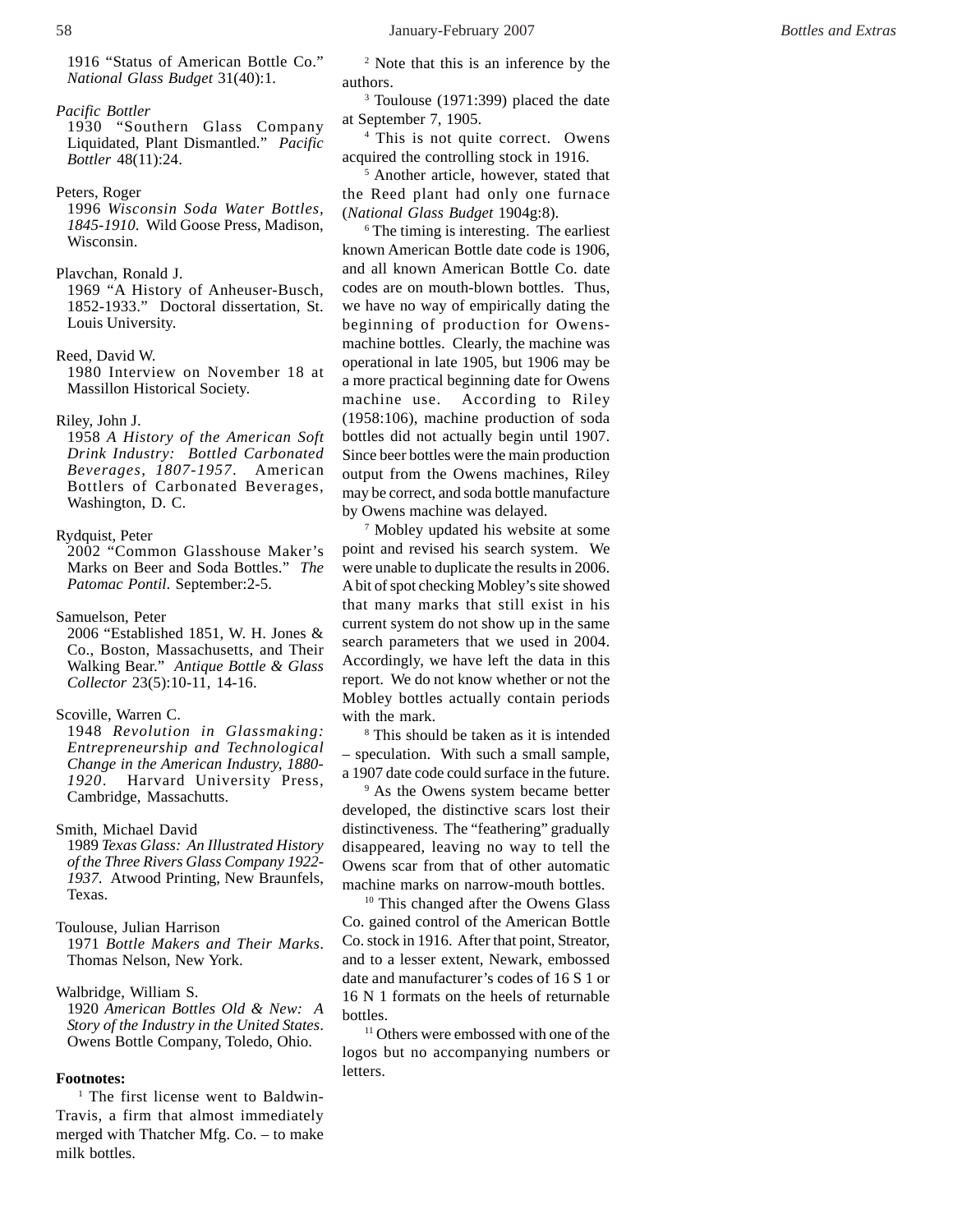1916 "Status of American Bottle Co." *National Glass Budget* 31(40):1.

*Pacific Bottler*
1930 "Southern Glass Company Liquidated, Plant Dismantled." *Pacific Bottler* 48(11):24.

Peters, Roger
1996 *Wisconsin Soda Water Bottles, 1845-1910*. Wild Goose Press, Madison, Wisconsin.

Plavchan, Ronald J.
1969 "A History of Anheuser-Busch, 1852-1933." Doctoral dissertation, St. Louis University.

Reed, David W.
1980 Interview on November 18 at Massillon Historical Society.

Riley, John J.
1958 *A History of the American Soft Drink Industry: Bottled Carbonated Beverages, 1807-1957*. American Bottlers of Carbonated Beverages, Washington, D. C.

Rydquist, Peter
2002 "Common Glasshouse Maker's Marks on Beer and Soda Bottles." *The Patomac Pontil*. September:2-5.

Samuelson, Peter
2006 "Established 1851, W. H. Jones & Co., Boston, Massachusetts, and Their Walking Bear." *Antique Bottle & Glass Collector* 23(5):10-11, 14-16.

Scoville, Warren C.
1948 *Revolution in Glassmaking: Entrepreneurship and Technological Change in the American Industry, 1880-1920*. Harvard University Press, Cambridge, Massachutts.

Smith, Michael David
1989 *Texas Glass: An Illustrated History of the Three Rivers Glass Company 1922-1937*. Atwood Printing, New Braunfels, Texas.

Toulouse, Julian Harrison
1971 *Bottle Makers and Their Marks*. Thomas Nelson, New York.

Walbridge, William S.
1920 *American Bottles Old & New: A Story of the Industry in the United States*. Owens Bottle Company, Toledo, Ohio.

**Footnotes:**

[1] The first license went to Baldwin-Travis, a firm that almost immediately merged with Thatcher Mfg. Co. – to make milk bottles.

[2] Note that this is an inference by the authors.

[3] Toulouse (1971:399) placed the date at September 7, 1905.

[4] This is not quite correct. Owens acquired the controlling stock in 1916.

[5] Another article, however, stated that the Reed plant had only one furnace (*National Glass Budget* 1904g:8).

[6] The timing is interesting. The earliest known American Bottle date code is 1906, and all known American Bottle Co. date codes are on mouth-blown bottles. Thus, we have no way of empirically dating the beginning of production for Owens-machine bottles. Clearly, the machine was operational in late 1905, but 1906 may be a more practical beginning date for Owens machine use. According to Riley (1958:106), machine production of soda bottles did not actually begin until 1907. Since beer bottles were the main production output from the Owens machines, Riley may be correct, and soda bottle manufacture by Owens machine was delayed.

[7] Mobley updated his website at some point and revised his search system. We were unable to duplicate the results in 2006. A bit of spot checking Mobley's site showed that many marks that still exist in his current system do not show up in the same search parameters that we used in 2004. Accordingly, we have left the data in this report. We do not know whether or not the Mobley bottles actually contain periods with the mark.

[8] This should be taken as it is intended – speculation. With such a small sample, a 1907 date code could surface in the future.

[9] As the Owens system became better developed, the distinctive scars lost their distinctiveness. The "feathering" gradually disappeared, leaving no way to tell the Owens scar from that of other automatic machine marks on narrow-mouth bottles.

[10] This changed after the Owens Glass Co. gained control of the American Bottle Co. stock in 1916. After that point, Streator, and to a lesser extent, Newark, embossed date and manufacturer's codes of 16 S 1 or 16 N 1 formats on the heels of returnable bottles.

[11] Others were embossed with one of the logos but no accompanying numbers or letters.